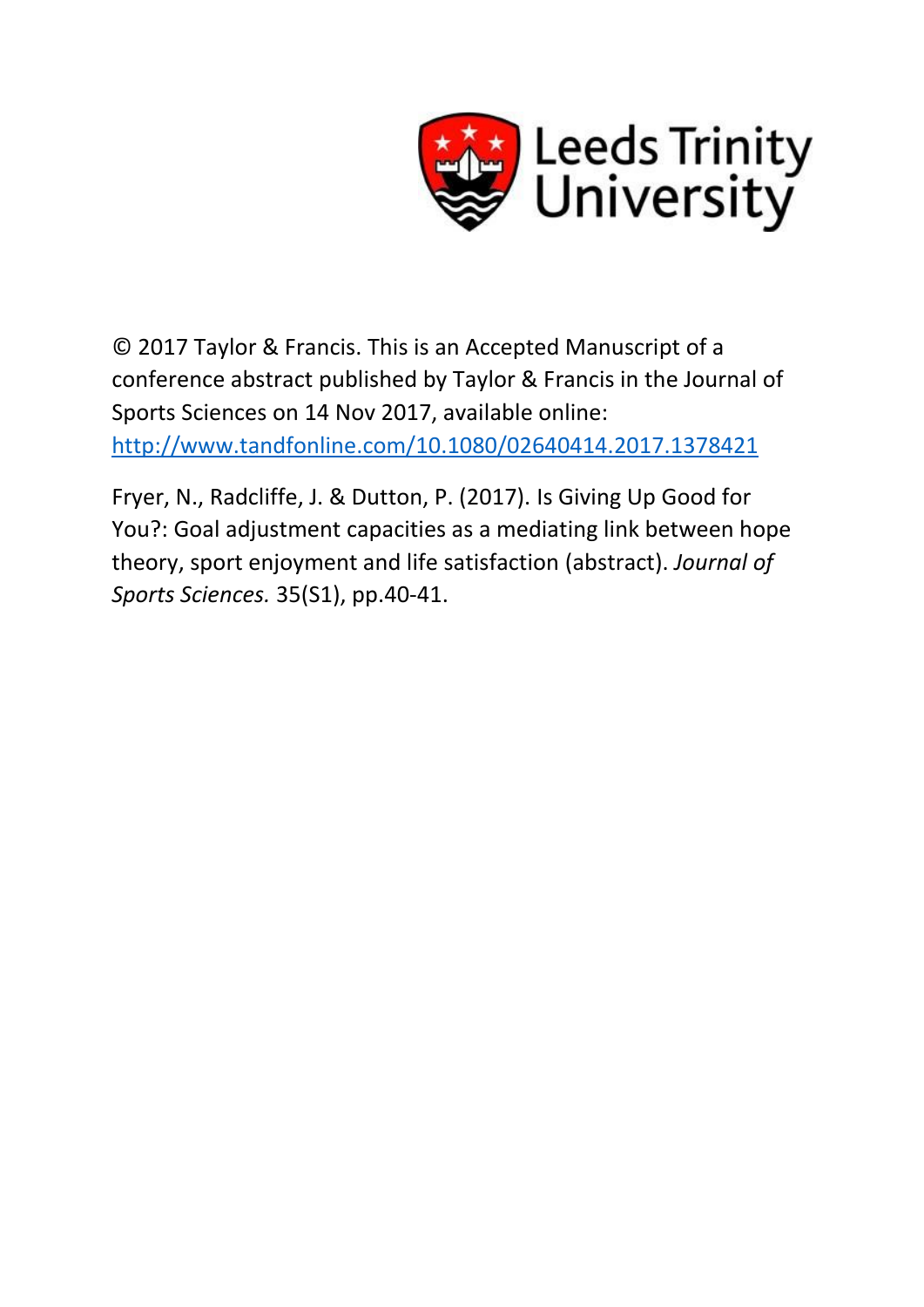Leeds Trinity University

© 2017 Taylor & Francis. This is an Accepted Manuscript of a conference abstract published by Taylor & Francis in the Journal of Sports Sciences on 14 Nov 2017, available online: http://www.tandfonline.com/10.1080/02640414.2017.1378421

Fryer, N., Radcliffe, J. & Dutton, P. (2017). Is Giving Up Good for You?: Goal adjustment capacities as a mediating link between hope theory, sport enjoyment and life satisfaction (abstract). *Journal of Sports Sciences.* 35(S1), pp.40-41.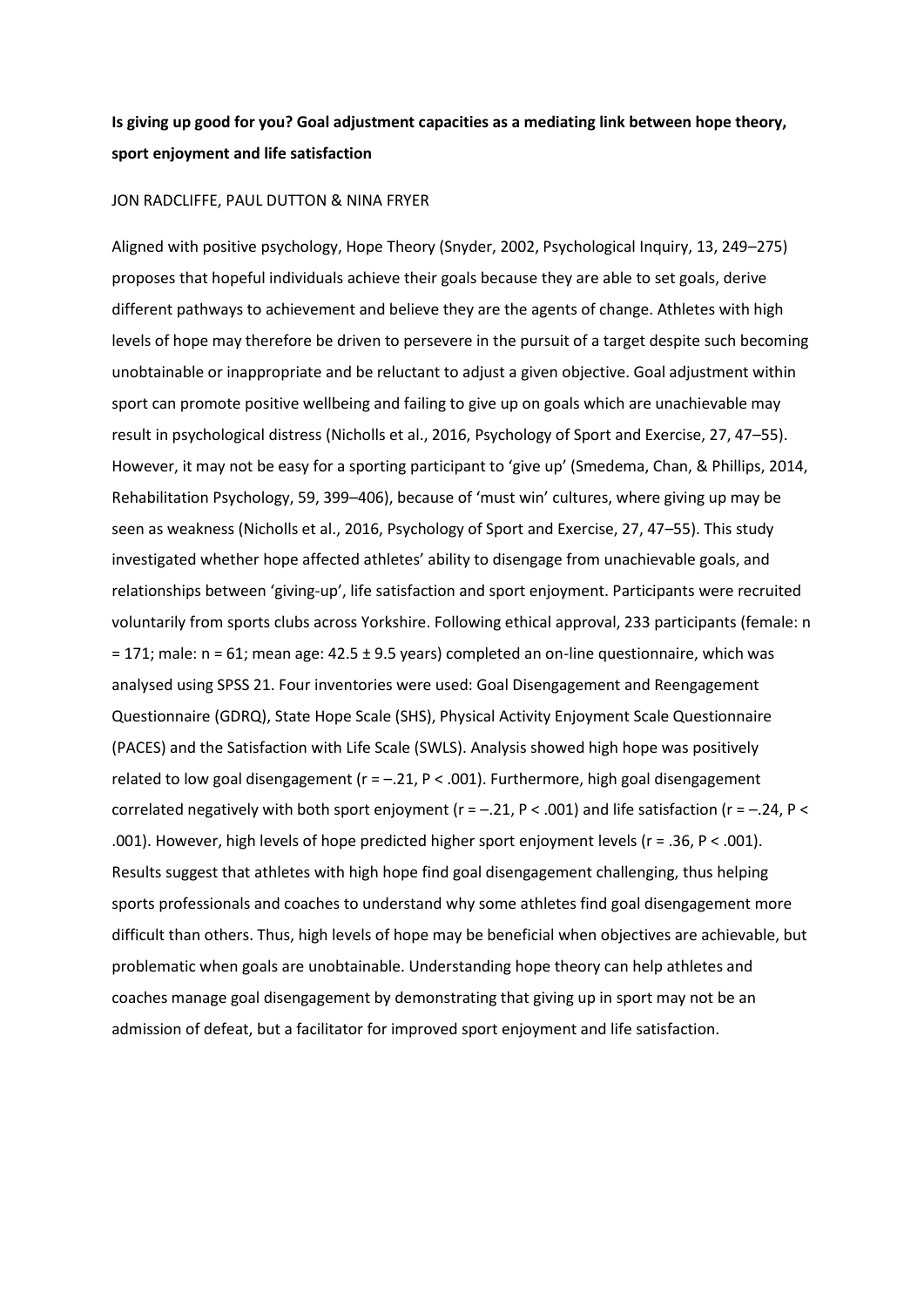**Is giving up good for you? Goal adjustment capacities as a mediating link between hope theory, sport enjoyment and life satisfaction**

JON RADCLIFFE, PAUL DUTTON & NINA FRYER

Aligned with positive psychology, Hope Theory (Snyder, 2002, Psychological Inquiry, 13, 249–275) proposes that hopeful individuals achieve their goals because they are able to set goals, derive different pathways to achievement and believe they are the agents of change. Athletes with high levels of hope may therefore be driven to persevere in the pursuit of a target despite such becoming unobtainable or inappropriate and be reluctant to adjust a given objective. Goal adjustment within sport can promote positive wellbeing and failing to give up on goals which are unachievable may result in psychological distress (Nicholls et al., 2016, Psychology of Sport and Exercise, 27, 47–55). However, it may not be easy for a sporting participant to 'give up' (Smedema, Chan, & Phillips, 2014, Rehabilitation Psychology, 59, 399–406), because of 'must win' cultures, where giving up may be seen as weakness (Nicholls et al., 2016, Psychology of Sport and Exercise, 27, 47–55). This study investigated whether hope affected athletes' ability to disengage from unachievable goals, and relationships between 'giving-up', life satisfaction and sport enjoyment. Participants were recruited voluntarily from sports clubs across Yorkshire. Following ethical approval, 233 participants (female: $n = 171$; male: $n = 61$; mean age: $42.5 \pm 9.5$ years) completed an on-line questionnaire, which was analysed using SPSS 21. Four inventories were used: Goal Disengagement and Reengagement Questionnaire (GDRQ), State Hope Scale (SHS), Physical Activity Enjoyment Scale Questionnaire (PACES) and the Satisfaction with Life Scale (SWLS). Analysis showed high hope was positively related to low goal disengagement ($r = -.21$, $P < .001$). Furthermore, high goal disengagement correlated negatively with both sport enjoyment ($r = -.21$, $P < .001$) and life satisfaction ($r = -.24$, $P < .001$). However, high levels of hope predicted higher sport enjoyment levels ($r = .36$, $P < .001$). Results suggest that athletes with high hope find goal disengagement challenging, thus helping sports professionals and coaches to understand why some athletes find goal disengagement more difficult than others. Thus, high levels of hope may be beneficial when objectives are achievable, but problematic when goals are unobtainable. Understanding hope theory can help athletes and coaches manage goal disengagement by demonstrating that giving up in sport may not be an admission of defeat, but a facilitator for improved sport enjoyment and life satisfaction.